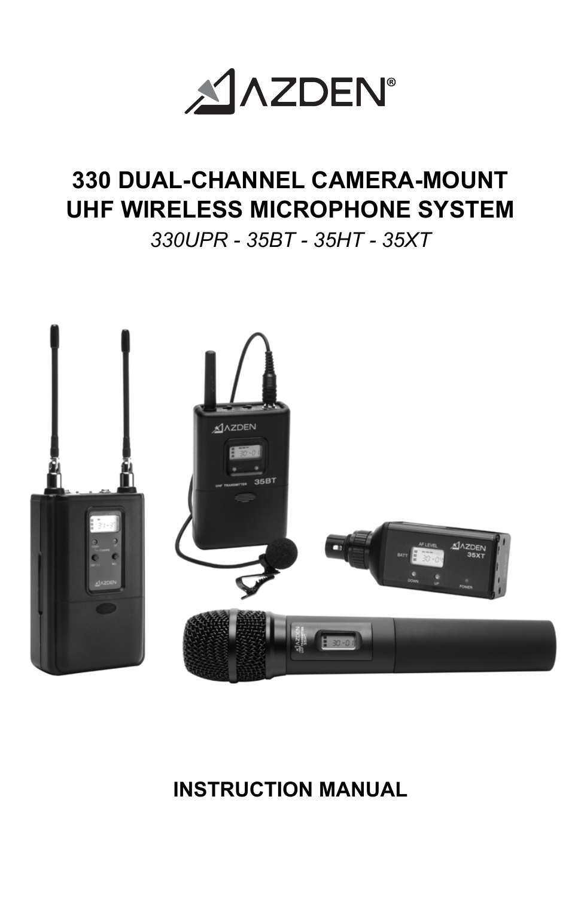AZDEN®

# 330 DUAL-CHANNEL CAMERA-MOUNT UHF WIRELESS MICROPHONE SYSTEM

*330UPR - 35BT - 35HT - 35XT*

## INSTRUCTION MANUAL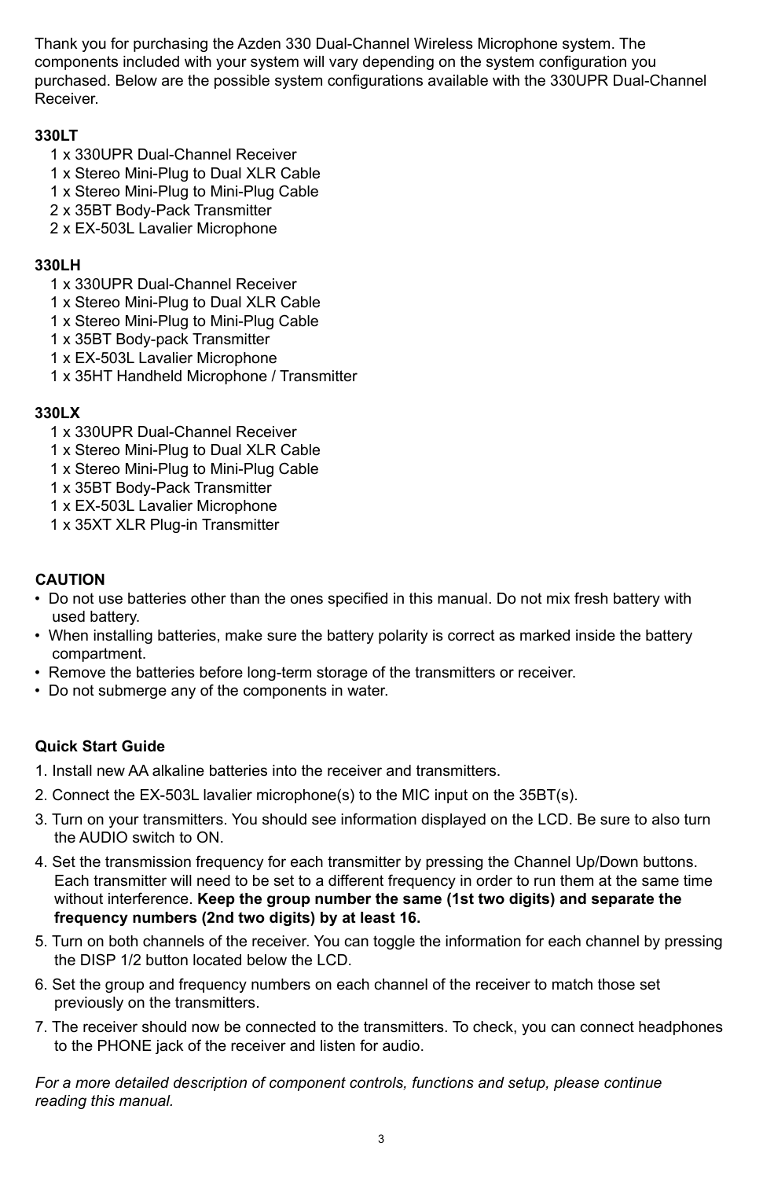Thank you for purchasing the Azden 330 Dual-Channel Wireless Microphone system. The components included with your system will vary depending on the system configuration you purchased. Below are the possible system configurations available with the 330UPR Dual-Channel Receiver.

**330LT**

- 1 x 330UPR Dual-Channel Receiver
- 1 x Stereo Mini-Plug to Dual XLR Cable
- 1 x Stereo Mini-Plug to Mini-Plug Cable
- 2 x 35BT Body-Pack Transmitter
- 2 x EX-503L Lavalier Microphone

**330LH**

- 1 x 330UPR Dual-Channel Receiver
- 1 x Stereo Mini-Plug to Dual XLR Cable
- 1 x Stereo Mini-Plug to Mini-Plug Cable
- 1 x 35BT Body-pack Transmitter
- 1 x EX-503L Lavalier Microphone
- 1 x 35HT Handheld Microphone / Transmitter

**330LX**

- 1 x 330UPR Dual-Channel Receiver
- 1 x Stereo Mini-Plug to Dual XLR Cable
- 1 x Stereo Mini-Plug to Mini-Plug Cable
- 1 x 35BT Body-Pack Transmitter
- 1 x EX-503L Lavalier Microphone
- 1 x 35XT XLR Plug-in Transmitter

**CAUTION**

- Do not use batteries other than the ones specified in this manual. Do not mix fresh battery with used battery.
- When installing batteries, make sure the battery polarity is correct as marked inside the battery compartment.
- Remove the batteries before long-term storage of the transmitters or receiver.
- Do not submerge any of the components in water.

**Quick Start Guide**

1. Install new AA alkaline batteries into the receiver and transmitters.
2. Connect the EX-503L lavalier microphone(s) to the MIC input on the 35BT(s).
3. Turn on your transmitters. You should see information displayed on the LCD. Be sure to also turn the AUDIO switch to ON.
4. Set the transmission frequency for each transmitter by pressing the Channel Up/Down buttons. Each transmitter will need to be set to a different frequency in order to run them at the same time without interference. **Keep the group number the same (1st two digits) and separate the frequency numbers (2nd two digits) by at least 16.**
5. Turn on both channels of the receiver. You can toggle the information for each channel by pressing the DISP 1/2 button located below the LCD.
6. Set the group and frequency numbers on each channel of the receiver to match those set previously on the transmitters.
7. The receiver should now be connected to the transmitters. To check, you can connect headphones to the PHONE jack of the receiver and listen for audio.

*For a more detailed description of component controls, functions and setup, please continue reading this manual.*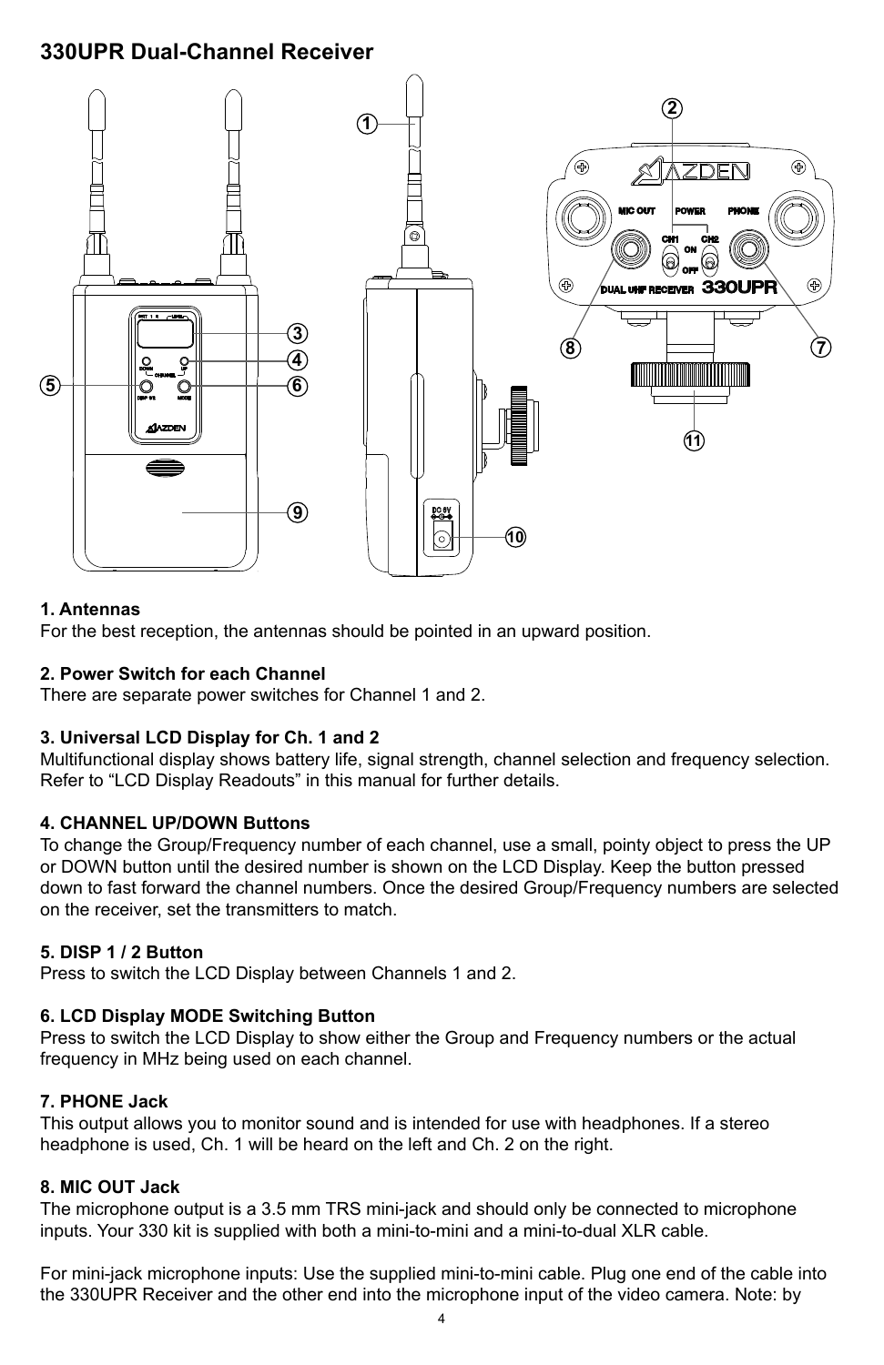# 330UPR Dual-Channel Receiver

**1. Antennas**
For the best reception, the antennas should be pointed in an upward position.

**2. Power Switch for each Channel**
There are separate power switches for Channel 1 and 2.

**3. Universal LCD Display for Ch. 1 and 2**
Multifunctional display shows battery life, signal strength, channel selection and frequency selection. Refer to “LCD Display Readouts” in this manual for further details.

**4. CHANNEL UP/DOWN Buttons**
To change the Group/Frequency number of each channel, use a small, pointy object to press the UP or DOWN button until the desired number is shown on the LCD Display. Keep the button pressed down to fast forward the channel numbers. Once the desired Group/Frequency numbers are selected on the receiver, set the transmitters to match.

**5. DISP 1 / 2 Button**
Press to switch the LCD Display between Channels 1 and 2.

**6. LCD Display MODE Switching Button**
Press to switch the LCD Display to show either the Group and Frequency numbers or the actual frequency in MHz being used on each channel.

**7. PHONE Jack**
This output allows you to monitor sound and is intended for use with headphones. If a stereo headphone is used, Ch. 1 will be heard on the left and Ch. 2 on the right.

**8. MIC OUT Jack**
The microphone output is a 3.5 mm TRS mini-jack and should only be connected to microphone inputs. Your 330 kit is supplied with both a mini-to-mini and a mini-to-dual XLR cable.

For mini-jack microphone inputs: Use the supplied mini-to-mini cable. Plug one end of the cable into the 330UPR Receiver and the other end into the microphone input of the video camera. Note: by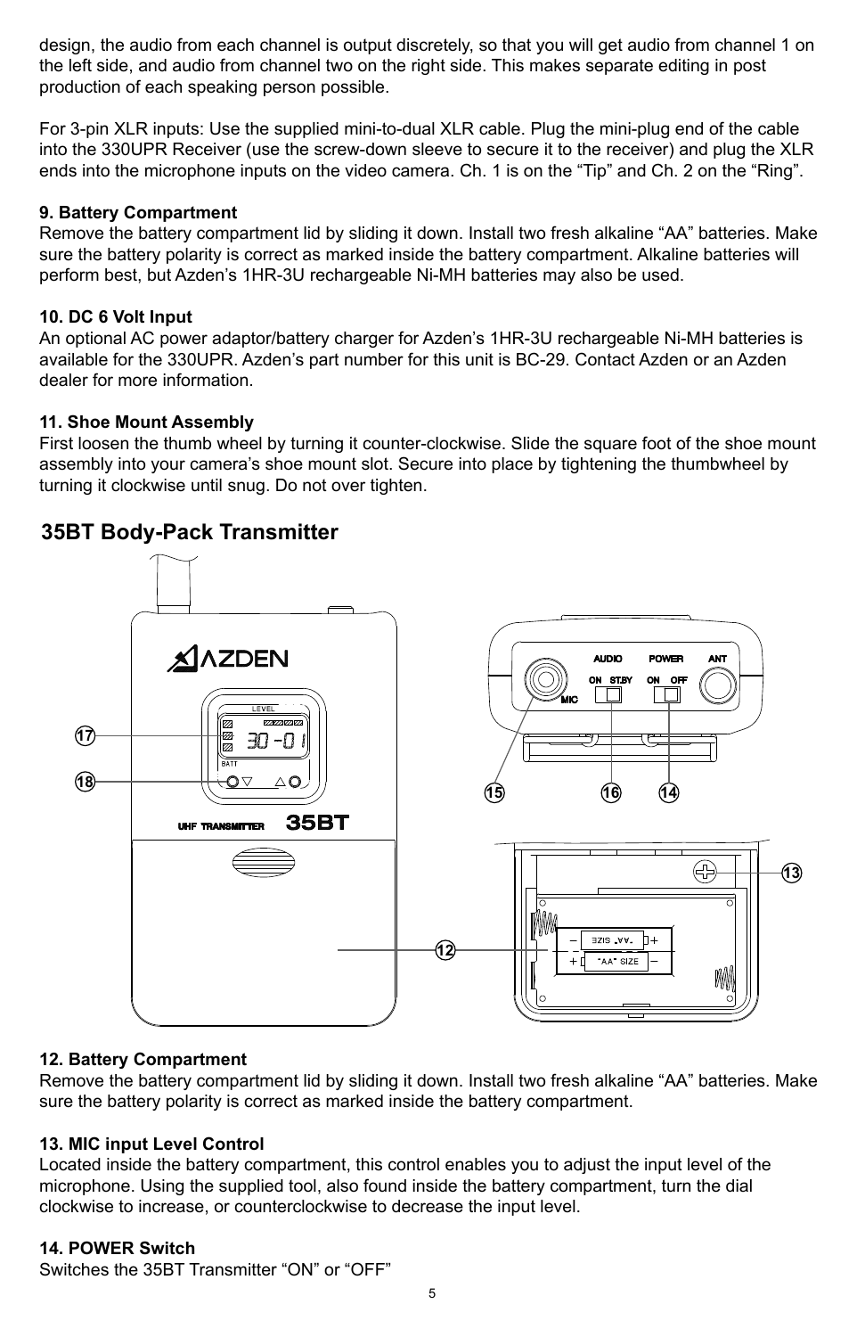design, the audio from each channel is output discretely, so that you will get audio from channel 1 on the left side, and audio from channel two on the right side. This makes separate editing in post production of each speaking person possible.

For 3-pin XLR inputs: Use the supplied mini-to-dual XLR cable. Plug the mini-plug end of the cable into the 330UPR Receiver (use the screw-down sleeve to secure it to the receiver) and plug the XLR ends into the microphone inputs on the video camera. Ch. 1 is on the “Tip” and Ch. 2 on the “Ring”.

**9. Battery Compartment**
Remove the battery compartment lid by sliding it down. Install two fresh alkaline “AA” batteries. Make sure the battery polarity is correct as marked inside the battery compartment. Alkaline batteries will perform best, but Azden’s 1HR-3U rechargeable Ni-MH batteries may also be used.

**10. DC 6 Volt Input**
An optional AC power adaptor/battery charger for Azden’s 1HR-3U rechargeable Ni-MH batteries is available for the 330UPR. Azden’s part number for this unit is BC-29. Contact Azden or an Azden dealer for more information.

**11. Shoe Mount Assembly**
First loosen the thumb wheel by turning it counter-clockwise. Slide the square foot of the shoe mount assembly into your camera’s shoe mount slot. Secure into place by tightening the thumbwheel by turning it clockwise until snug. Do not over tighten.

## 35BT Body-Pack Transmitter

**12. Battery Compartment**
Remove the battery compartment lid by sliding it down. Install two fresh alkaline “AA” batteries. Make sure the battery polarity is correct as marked inside the battery compartment.

**13. MIC input Level Control**
Located inside the battery compartment, this control enables you to adjust the input level of the microphone. Using the supplied tool, also found inside the battery compartment, turn the dial clockwise to increase, or counterclockwise to decrease the input level.

**14. POWER Switch**
Switches the 35BT Transmitter “ON” or “OFF”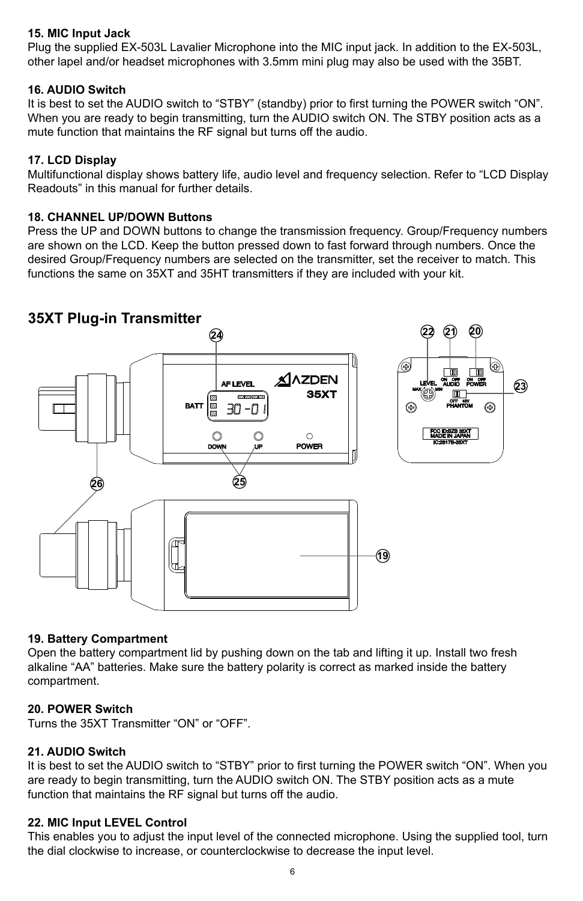**15. MIC Input Jack**
Plug the supplied EX-503L Lavalier Microphone into the MIC input jack. In addition to the EX-503L, other lapel and/or headset microphones with 3.5mm mini plug may also be used with the 35BT.

**16. AUDIO Switch**
It is best to set the AUDIO switch to “STBY” (standby) prior to first turning the POWER switch “ON”. When you are ready to begin transmitting, turn the AUDIO switch ON. The STBY position acts as a mute function that maintains the RF signal but turns off the audio.

**17. LCD Display**
Multifunctional display shows battery life, audio level and frequency selection. Refer to “LCD Display Readouts” in this manual for further details.

**18. CHANNEL UP/DOWN Buttons**
Press the UP and DOWN buttons to change the transmission frequency. Group/Frequency numbers are shown on the LCD. Keep the button pressed down to fast forward through numbers. Once the desired Group/Frequency numbers are selected on the transmitter, set the receiver to match. This functions the same on 35XT and 35HT transmitters if they are included with your kit.

## 35XT Plug-in Transmitter

**19. Battery Compartment**
Open the battery compartment lid by pushing down on the tab and lifting it up. Install two fresh alkaline “AA” batteries. Make sure the battery polarity is correct as marked inside the battery compartment.

**20. POWER Switch**
Turns the 35XT Transmitter “ON” or “OFF”.

**21. AUDIO Switch**
It is best to set the AUDIO switch to “STBY” prior to first turning the POWER switch “ON”. When you are ready to begin transmitting, turn the AUDIO switch ON. The STBY position acts as a mute function that maintains the RF signal but turns off the audio.

**22. MIC Input LEVEL Control**
This enables you to adjust the input level of the connected microphone. Using the supplied tool, turn the dial clockwise to increase, or counterclockwise to decrease the input level.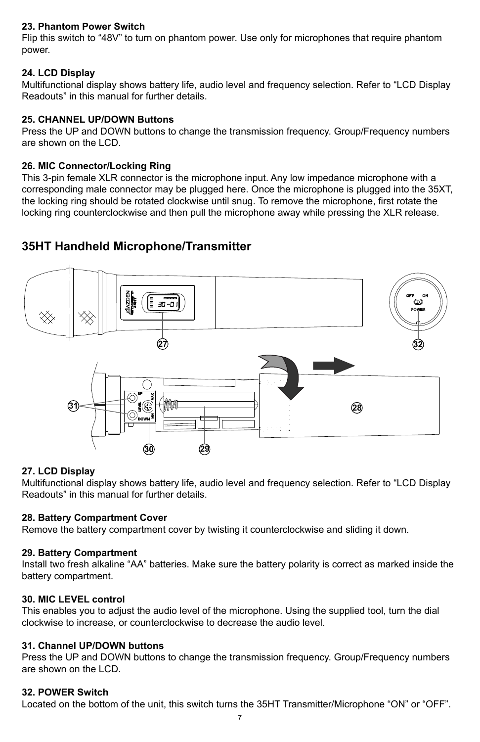**23. Phantom Power Switch**
Flip this switch to "48V" to turn on phantom power. Use only for microphones that require phantom power.

**24. LCD Display**
Multifunctional display shows battery life, audio level and frequency selection. Refer to "LCD Display Readouts" in this manual for further details.

**25. CHANNEL UP/DOWN Buttons**
Press the UP and DOWN buttons to change the transmission frequency. Group/Frequency numbers are shown on the LCD.

**26. MIC Connector/Locking Ring**
This 3-pin female XLR connector is the microphone input. Any low impedance microphone with a corresponding male connector may be plugged here. Once the microphone is plugged into the 35XT, the locking ring should be rotated clockwise until snug. To remove the microphone, first rotate the locking ring counterclockwise and then pull the microphone away while pressing the XLR release.

## 35HT Handheld Microphone/Transmitter

**27. LCD Display**
Multifunctional display shows battery life, audio level and frequency selection. Refer to "LCD Display Readouts" in this manual for further details.

**28. Battery Compartment Cover**
Remove the battery compartment cover by twisting it counterclockwise and sliding it down.

**29. Battery Compartment**
Install two fresh alkaline "AA" batteries. Make sure the battery polarity is correct as marked inside the battery compartment.

**30. MIC LEVEL control**
This enables you to adjust the audio level of the microphone. Using the supplied tool, turn the dial clockwise to increase, or counterclockwise to decrease the audio level.

**31. Channel UP/DOWN buttons**
Press the UP and DOWN buttons to change the transmission frequency. Group/Frequency numbers are shown on the LCD.

**32. POWER Switch**
Located on the bottom of the unit, this switch turns the 35HT Transmitter/Microphone "ON" or "OFF".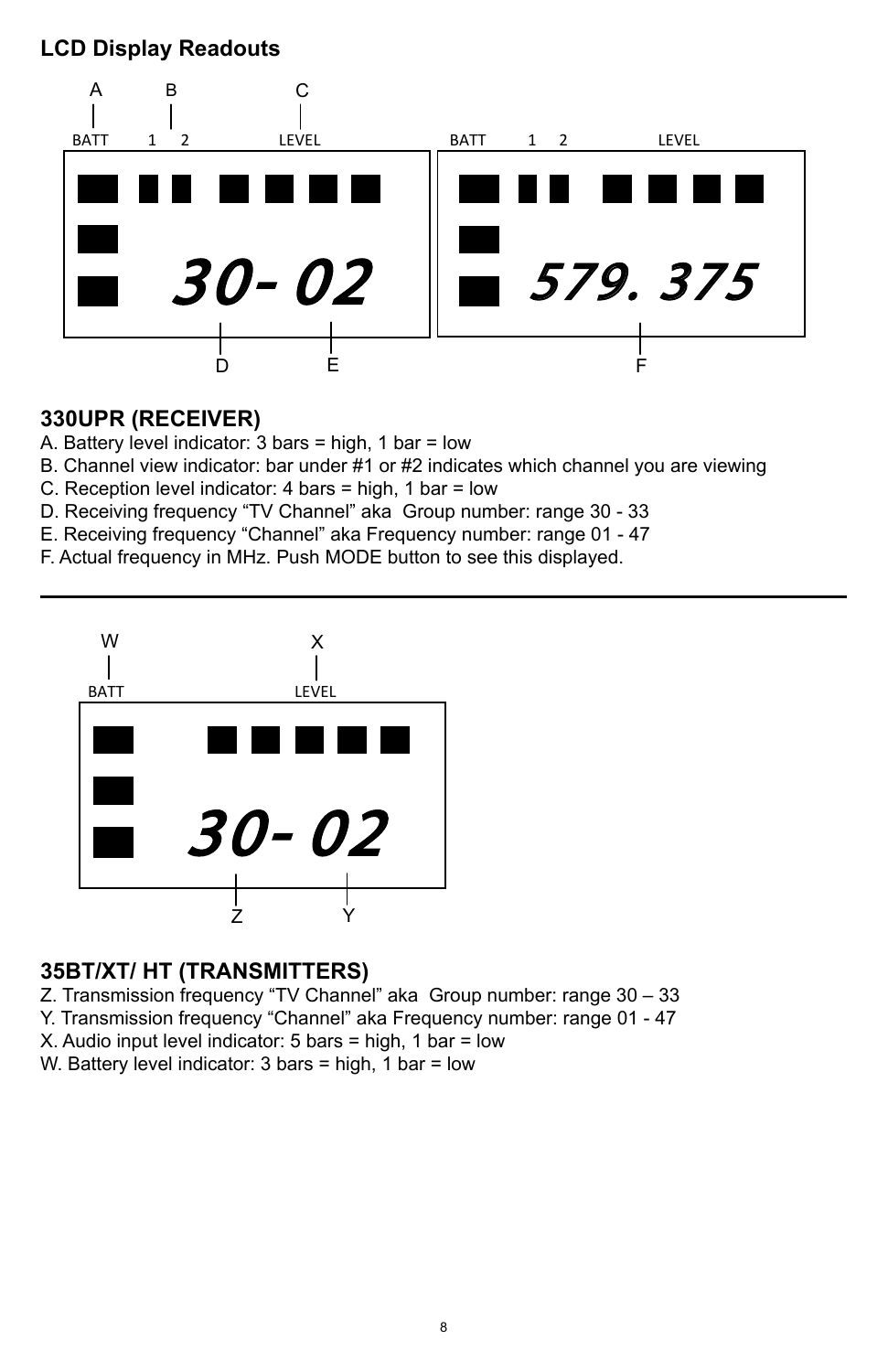## LCD Display Readouts

A B C

BATT 1 2 LEVEL

30- 02

D E

BATT 1 2 LEVEL

579. 375

F

### 330UPR (RECEIVER)

A. Battery level indicator: 3 bars = high, 1 bar = low
B. Channel view indicator: bar under #1 or #2 indicates which channel you are viewing
C. Reception level indicator: 4 bars = high, 1 bar = low
D. Receiving frequency “TV Channel” aka Group number: range 30 - 33
E. Receiving frequency “Channel” aka Frequency number: range 01 - 47
F. Actual frequency in MHz. Push MODE button to see this displayed.

---

W X

BATT LEVEL

30- 02

Z Y

### 35BT/XT/ HT (TRANSMITTERS)

Z. Transmission frequency “TV Channel” aka Group number: range 30 – 33
Y. Transmission frequency “Channel” aka Frequency number: range 01 - 47
X. Audio input level indicator: 5 bars = high, 1 bar = low
W. Battery level indicator: 3 bars = high, 1 bar = low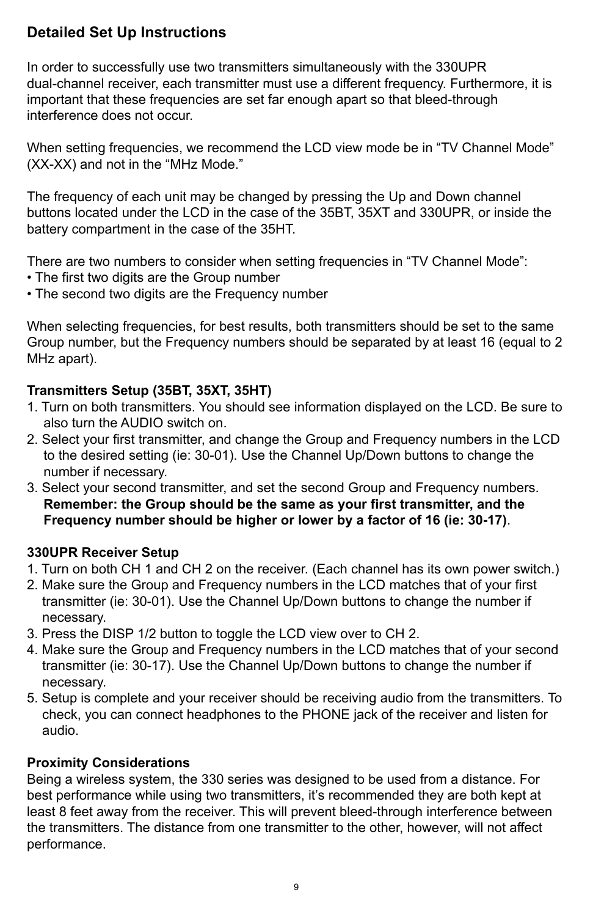## Detailed Set Up Instructions

In order to successfully use two transmitters simultaneously with the 330UPR dual-channel receiver, each transmitter must use a different frequency. Furthermore, it is important that these frequencies are set far enough apart so that bleed-through interference does not occur.

When setting frequencies, we recommend the LCD view mode be in “TV Channel Mode” (XX-XX) and not in the “MHz Mode.”

The frequency of each unit may be changed by pressing the Up and Down channel buttons located under the LCD in the case of the 35BT, 35XT and 330UPR, or inside the battery compartment in the case of the 35HT.

There are two numbers to consider when setting frequencies in “TV Channel Mode”:

- The first two digits are the Group number
- The second two digits are the Frequency number

When selecting frequencies, for best results, both transmitters should be set to the same Group number, but the Frequency numbers should be separated by at least 16 (equal to 2 MHz apart).

### Transmitters Setup (35BT, 35XT, 35HT)

1. Turn on both transmitters. You should see information displayed on the LCD. Be sure to also turn the AUDIO switch on.
2. Select your first transmitter, and change the Group and Frequency numbers in the LCD to the desired setting (ie: 30-01). Use the Channel Up/Down buttons to change the number if necessary.
3. Select your second transmitter, and set the second Group and Frequency numbers. **Remember: the Group should be the same as your first transmitter, and the Frequency number should be higher or lower by a factor of 16 (ie: 30-17)**.

### 330UPR Receiver Setup

1. Turn on both CH 1 and CH 2 on the receiver. (Each channel has its own power switch.)
2. Make sure the Group and Frequency numbers in the LCD matches that of your first transmitter (ie: 30-01). Use the Channel Up/Down buttons to change the number if necessary.
3. Press the DISP 1/2 button to toggle the LCD view over to CH 2.
4. Make sure the Group and Frequency numbers in the LCD matches that of your second transmitter (ie: 30-17). Use the Channel Up/Down buttons to change the number if necessary.
5. Setup is complete and your receiver should be receiving audio from the transmitters. To check, you can connect headphones to the PHONE jack of the receiver and listen for audio.

### Proximity Considerations

Being a wireless system, the 330 series was designed to be used from a distance. For best performance while using two transmitters, it’s recommended they are both kept at least 8 feet away from the receiver. This will prevent bleed-through interference between the transmitters. The distance from one transmitter to the other, however, will not affect performance.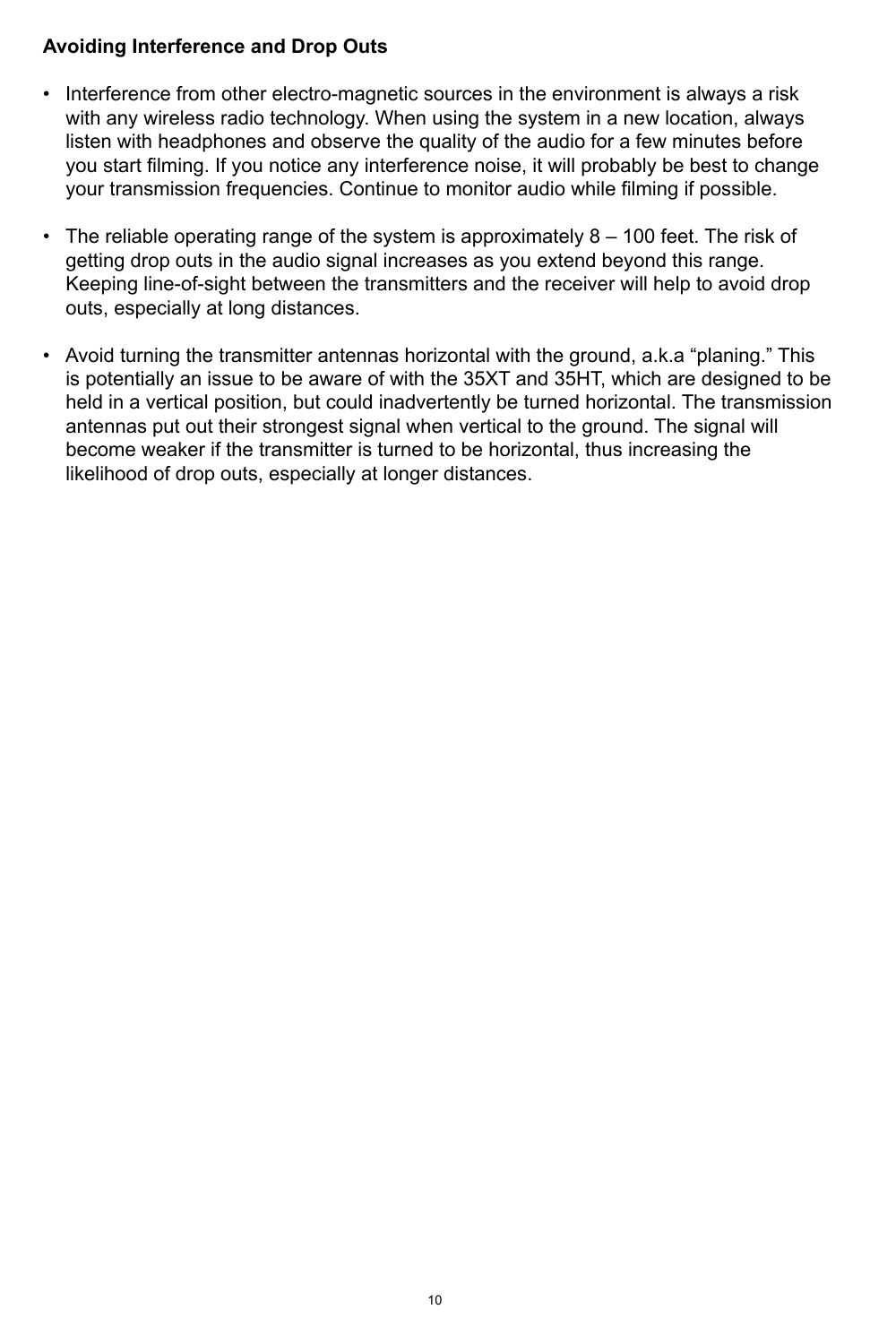**Avoiding Interference and Drop Outs**

- Interference from other electro-magnetic sources in the environment is always a risk with any wireless radio technology. When using the system in a new location, always listen with headphones and observe the quality of the audio for a few minutes before you start filming. If you notice any interference noise, it will probably be best to change your transmission frequencies. Continue to monitor audio while filming if possible.

- The reliable operating range of the system is approximately 8 – 100 feet. The risk of getting drop outs in the audio signal increases as you extend beyond this range. Keeping line-of-sight between the transmitters and the receiver will help to avoid drop outs, especially at long distances.

- Avoid turning the transmitter antennas horizontal with the ground, a.k.a “planing.” This is potentially an issue to be aware of with the 35XT and 35HT, which are designed to be held in a vertical position, but could inadvertently be turned horizontal. The transmission antennas put out their strongest signal when vertical to the ground. The signal will become weaker if the transmitter is turned to be horizontal, thus increasing the likelihood of drop outs, especially at longer distances.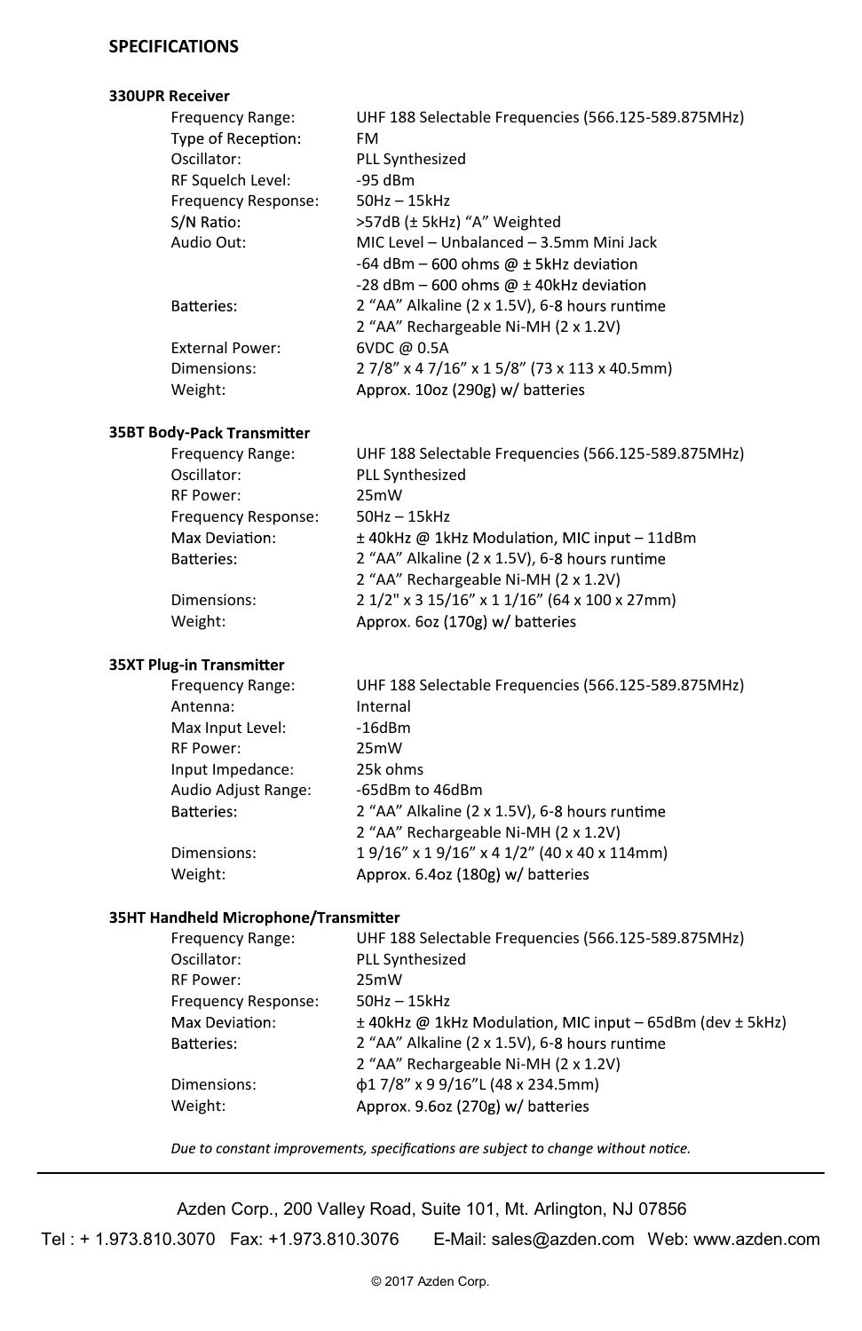## SPECIFICATIONS

### 330UPR Receiver

| | |
|---|---|
| Frequency Range: | UHF 188 Selectable Frequencies (566.125-589.875MHz) |
| Type of Reception: | FM |
| Oscillator: | PLL Synthesized |
| RF Squelch Level: | -95 dBm |
| Frequency Response: | 50Hz – 15kHz |
| S/N Ratio: | >57dB (± 5kHz) "A" Weighted |
| Audio Out: | MIC Level – Unbalanced – 3.5mm Mini Jack |
| | -64 dBm – 600 ohms @ ± 5kHz deviation |
| | -28 dBm – 600 ohms @ ± 40kHz deviation |
| Batteries: | 2 "AA" Alkaline (2 x 1.5V), 6-8 hours runtime |
| | 2 "AA" Rechargeable Ni-MH (2 x 1.2V) |
| External Power: | 6VDC @ 0.5A |
| Dimensions: | 2 7/8" x 4 7/16" x 1 5/8" (73 x 113 x 40.5mm) |
| Weight: | Approx. 10oz (290g) w/ batteries |

### 35BT Body-Pack Transmitter

| | |
|---|---|
| Frequency Range: | UHF 188 Selectable Frequencies (566.125-589.875MHz) |
| Oscillator: | PLL Synthesized |
| RF Power: | 25mW |
| Frequency Response: | 50Hz – 15kHz |
| Max Deviation: | ± 40kHz @ 1kHz Modulation, MIC input – 11dBm |
| Batteries: | 2 "AA" Alkaline (2 x 1.5V), 6-8 hours runtime |
| | 2 "AA" Rechargeable Ni-MH (2 x 1.2V) |
| Dimensions: | 2 1/2" x 3 15/16" x 1 1/16" (64 x 100 x 27mm) |
| Weight: | Approx. 6oz (170g) w/ batteries |

### 35XT Plug-in Transmitter

| | |
|---|---|
| Frequency Range: | UHF 188 Selectable Frequencies (566.125-589.875MHz) |
| Antenna: | Internal |
| Max Input Level: | -16dBm |
| RF Power: | 25mW |
| Input Impedance: | 25k ohms |
| Audio Adjust Range: | -65dBm to 46dBm |
| Batteries: | 2 "AA" Alkaline (2 x 1.5V), 6-8 hours runtime |
| | 2 "AA" Rechargeable Ni-MH (2 x 1.2V) |
| Dimensions: | 1 9/16" x 1 9/16" x 4 1/2" (40 x 40 x 114mm) |
| Weight: | Approx. 6.4oz (180g) w/ batteries |

### 35HT Handheld Microphone/Transmitter

| | |
|---|---|
| Frequency Range: | UHF 188 Selectable Frequencies (566.125-589.875MHz) |
| Oscillator: | PLL Synthesized |
| RF Power: | 25mW |
| Frequency Response: | 50Hz – 15kHz |
| Max Deviation: | ± 40kHz @ 1kHz Modulation, MIC input – 65dBm (dev ± 5kHz) |
| Batteries: | 2 "AA" Alkaline (2 x 1.5V), 6-8 hours runtime |
| | 2 "AA" Rechargeable Ni-MH (2 x 1.2V) |
| Dimensions: | ϕ1 7/8" x 9 9/16"L (48 x 234.5mm) |
| Weight: | Approx. 9.6oz (270g) w/ batteries |

*Due to constant improvements, specifications are subject to change without notice.*

---

Azden Corp., 200 Valley Road, Suite 101, Mt. Arlington, NJ 07856

Tel : + 1.973.810.3070 Fax: +1.973.810.3076 E-Mail: sales@azden.com Web: www.azden.com

© 2017 Azden Corp.